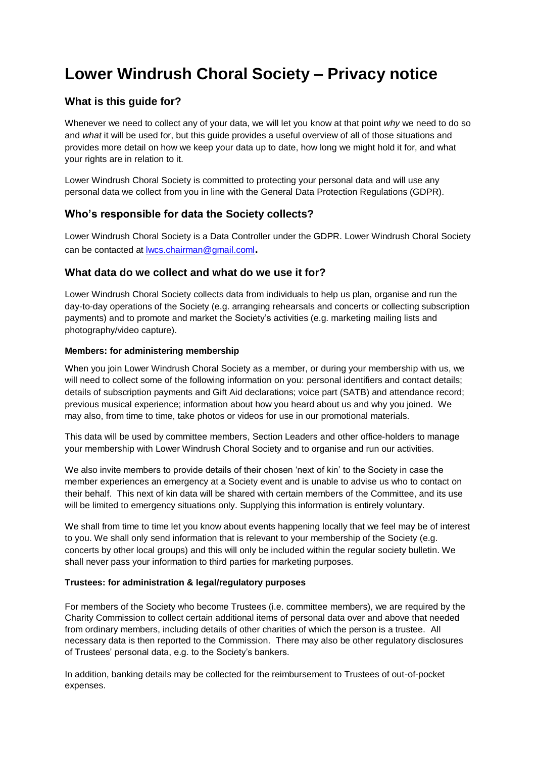# Lower Windrush Choral Society – Privacy notice

## What is this guide for?

Whenever we need to collect any of your data, we will let you know at that point *why* we need to do so and *what* it will be used for, but this guide provides a useful overview of all of those situations and provides more detail on how we keep your data up to date, how long we might hold it for, and what your rights are in relation to it.

Lower Windrush Choral Society is committed to protecting your personal data and will use any personal data we collect from you in line with the General Data Protection Regulations (GDPR).

## Who's responsible for data the Society collects?

Lower Windrush Choral Society is a Data Controller under the GDPR. Lower Windrush Choral Society can be contacted at lwcs.chairman@gmail.coml**.**

## What data do we collect and what do we use it for?

Lower Windrush Choral Society collects data from individuals to help us plan, organise and run the day-to-day operations of the Society (e.g. arranging rehearsals and concerts or collecting subscription payments) and to promote and market the Society's activities (e.g. marketing mailing lists and photography/video capture).

#### Members: for administering membership

When you join Lower Windrush Choral Society as a member, or during your membership with us, we will need to collect some of the following information on you: personal identifiers and contact details; details of subscription payments and Gift Aid declarations; voice part (SATB) and attendance record; previous musical experience; information about how you heard about us and why you joined. We may also, from time to time, take photos or videos for use in our promotional materials.

This data will be used by committee members, Section Leaders and other office-holders to manage your membership with Lower Windrush Choral Society and to organise and run our activities.

We also invite members to provide details of their chosen 'next of kin' to the Society in case the member experiences an emergency at a Society event and is unable to advise us who to contact on their behalf. This next of kin data will be shared with certain members of the Committee, and its use will be limited to emergency situations only. Supplying this information is entirely voluntary.

We shall from time to time let you know about events happening locally that we feel may be of interest to you. We shall only send information that is relevant to your membership of the Society (e.g. concerts by other local groups) and this will only be included within the regular society bulletin. We shall never pass your information to third parties for marketing purposes.

#### Trustees: for administration & legal/regulatory purposes

For members of the Society who become Trustees (i.e. committee members), we are required by the Charity Commission to collect certain additional items of personal data over and above that needed from ordinary members, including details of other charities of which the person is a trustee. All necessary data is then reported to the Commission. There may also be other regulatory disclosures of Trustees' personal data, e.g. to the Society's bankers.

In addition, banking details may be collected for the reimbursement to Trustees of out-of-pocket expenses.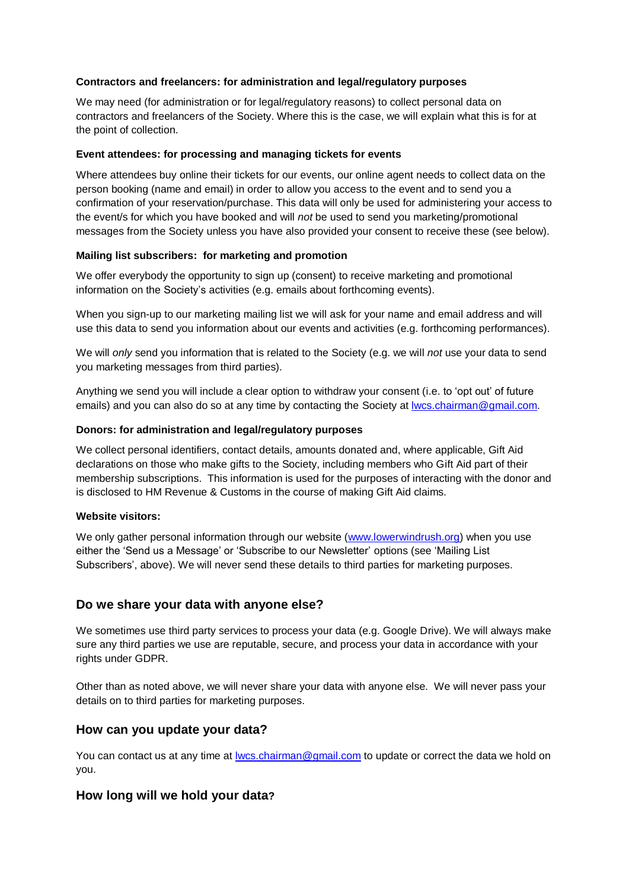**Contractors and freelancers: for administration and legal/regulatory purposes**

We may need (for administration or for legal/regulatory reasons) to collect personal data on contractors and freelancers of the Society. Where this is the case, we will explain what this is for at the point of collection.

**Event attendees: for processing and managing tickets for events**

Where attendees buy online their tickets for our events, our online agent needs to collect data on the person booking (name and email) in order to allow you access to the event and to send you a confirmation of your reservation/purchase. This data will only be used for administering your access to the event/s for which you have booked and will *not* be used to send you marketing/promotional messages from the Society unless you have also provided your consent to receive these (see below).

**Mailing list subscribers: for marketing and promotion**

We offer everybody the opportunity to sign up (consent) to receive marketing and promotional information on the Society's activities (e.g. emails about forthcoming events).

When you sign-up to our marketing mailing list we will ask for your name and email address and will use this data to send you information about our events and activities (e.g. forthcoming performances).

We will *only* send you information that is related to the Society (e.g. we will *not* use your data to send you marketing messages from third parties).

Anything we send you will include a clear option to withdraw your consent (i.e. to 'opt out' of future emails) and you can also do so at any time by contacting the Society at [lwcs.chairman@gmail.com](mailto:lwcs.chairman@gmail.com).

**Donors: for administration and legal/regulatory purposes**

We collect personal identifiers, contact details, amounts donated and, where applicable, Gift Aid declarations on those who make gifts to the Society, including members who Gift Aid part of their membership subscriptions. This information is used for the purposes of interacting with the donor and is disclosed to HM Revenue & Customs in the course of making Gift Aid claims.

**Website visitors:**

We only gather personal information through our website ([www.lowerwindrush.org](http://www.lowerwindrush.org)) when you use either the 'Send us a Message' or 'Subscribe to our Newsletter' options (see 'Mailing List Subscribers', above). We will never send these details to third parties for marketing purposes.

## Do we share your data with anyone else?

We sometimes use third party services to process your data (e.g. Google Drive). We will always make sure any third parties we use are reputable, secure, and process your data in accordance with your rights under GDPR.

Other than as noted above, we will never share your data with anyone else. We will never pass your details on to third parties for marketing purposes.

## How can you update your data?

You can contact us at any time at [lwcs.chairman@gmail.com](mailto:lwcs.chairman@gmail.com) to update or correct the data we hold on you.

## How long will we hold your data?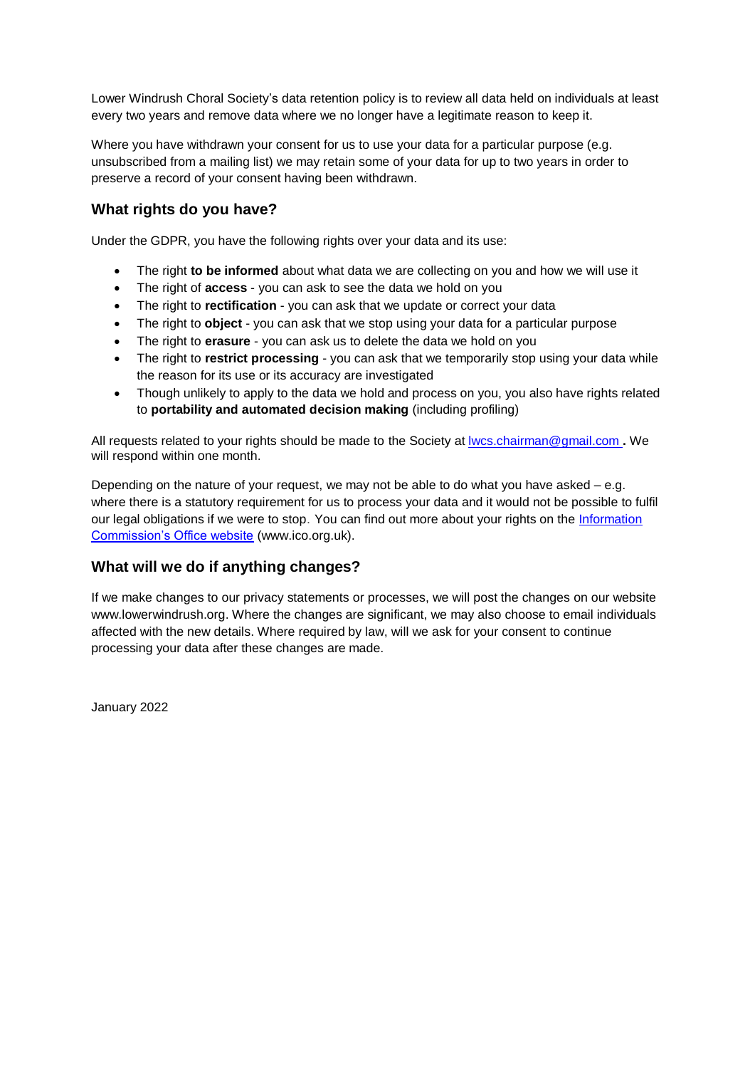Lower Windrush Choral Society's data retention policy is to review all data held on individuals at least every two years and remove data where we no longer have a legitimate reason to keep it.

Where you have withdrawn your consent for us to use your data for a particular purpose (e.g. unsubscribed from a mailing list) we may retain some of your data for up to two years in order to preserve a record of your consent having been withdrawn.

## What rights do you have?

Under the GDPR, you have the following rights over your data and its use:

- The right **to be informed** about what data we are collecting on you and how we will use it
- The right of **access** - you can ask to see the data we hold on you
- The right to **rectification** - you can ask that we update or correct your data
- The right to **object** - you can ask that we stop using your data for a particular purpose
- The right to **erasure** - you can ask us to delete the data we hold on you
- The right to **restrict processing** - you can ask that we temporarily stop using your data while the reason for its use or its accuracy are investigated
- Though unlikely to apply to the data we hold and process on you, you also have rights related to **portability and automated decision making** (including profiling)

All requests related to your rights should be made to the Society at [lwcs.chairman@gmail.com](mailto:lwcs.chairman@gmail.com) **.** We will respond within one month.

Depending on the nature of your request, we may not be able to do what you have asked – e.g. where there is a statutory requirement for us to process your data and it would not be possible to fulfil our legal obligations if we were to stop. You can find out more about your rights on the [Information Commission's Office website](http://www.ico.org.uk) (www.ico.org.uk).

## What will we do if anything changes?

If we make changes to our privacy statements or processes, we will post the changes on our website www.lowerwindrush.org. Where the changes are significant, we may also choose to email individuals affected with the new details. Where required by law, will we ask for your consent to continue processing your data after these changes are made.

January 2022